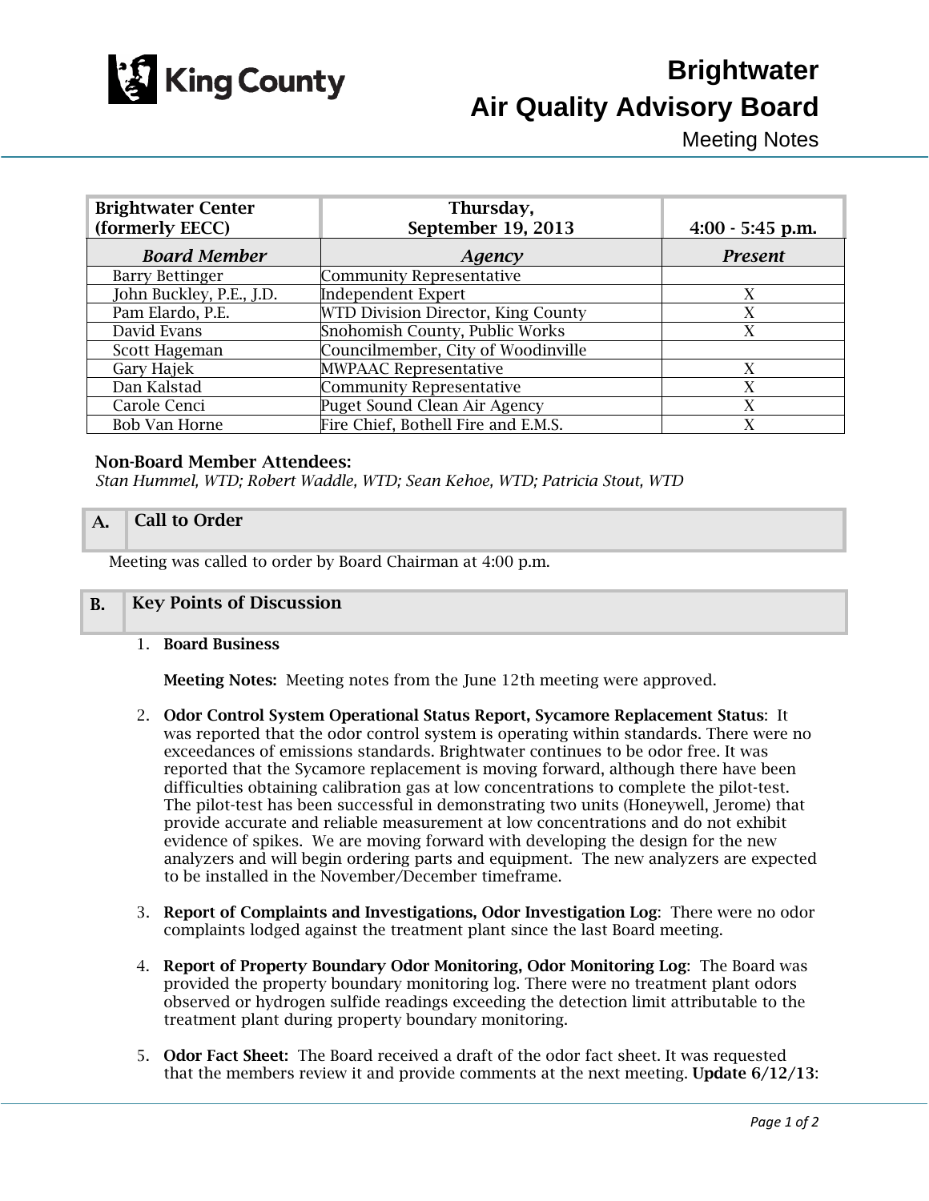# Brightwater Air Quality Advisory Board

Meeting Notes

| Brightwater Center (formerly EECC) | Thursday, September 19, 2013 | 4:00 - 5:45 p.m. |
|---|---|---|
| ***Board Member*** | ***Agency*** | ***Present*** |
| Barry Bettinger | Community Representative | |
| John Buckley, P.E., J.D. | Independent Expert | X |
| Pam Elardo, P.E. | WTD Division Director, King County | X |
| David Evans | Snohomish County, Public Works | X |
| Scott Hageman | Councilmember, City of Woodinville | |
| Gary Hajek | MWPAAC Representative | X |
| Dan Kalstad | Community Representative | X |
| Carole Cenci | Puget Sound Clean Air Agency | X |
| Bob Van Horne | Fire Chief, Bothell Fire and E.M.S. | X |

**Non-Board Member Attendees:**

*Stan Hummel, WTD; Robert Waddle, WTD; Sean Kehoe, WTD; Patricia Stout, WTD*

## A. Call to Order

Meeting was called to order by Board Chairman at 4:00 p.m.

## B. Key Points of Discussion

1. **Board Business**

   **Meeting Notes:** Meeting notes from the June 12th meeting were approved.

2. **Odor Control System Operational Status Report, Sycamore Replacement Status**: It was reported that the odor control system is operating within standards. There were no exceedances of emissions standards. Brightwater continues to be odor free. It was reported that the Sycamore replacement is moving forward, although there have been difficulties obtaining calibration gas at low concentrations to complete the pilot-test. The pilot-test has been successful in demonstrating two units (Honeywell, Jerome) that provide accurate and reliable measurement at low concentrations and do not exhibit evidence of spikes. We are moving forward with developing the design for the new analyzers and will begin ordering parts and equipment. The new analyzers are expected to be installed in the November/December timeframe.

3. **Report of Complaints and Investigations, Odor Investigation Log**: There were no odor complaints lodged against the treatment plant since the last Board meeting.

4. **Report of Property Boundary Odor Monitoring, Odor Monitoring Log**: The Board was provided the property boundary monitoring log. There were no treatment plant odors observed or hydrogen sulfide readings exceeding the detection limit attributable to the treatment plant during property boundary monitoring.

5. **Odor Fact Sheet:** The Board received a draft of the odor fact sheet. It was requested that the members review it and provide comments at the next meeting. **Update 6/12/13**: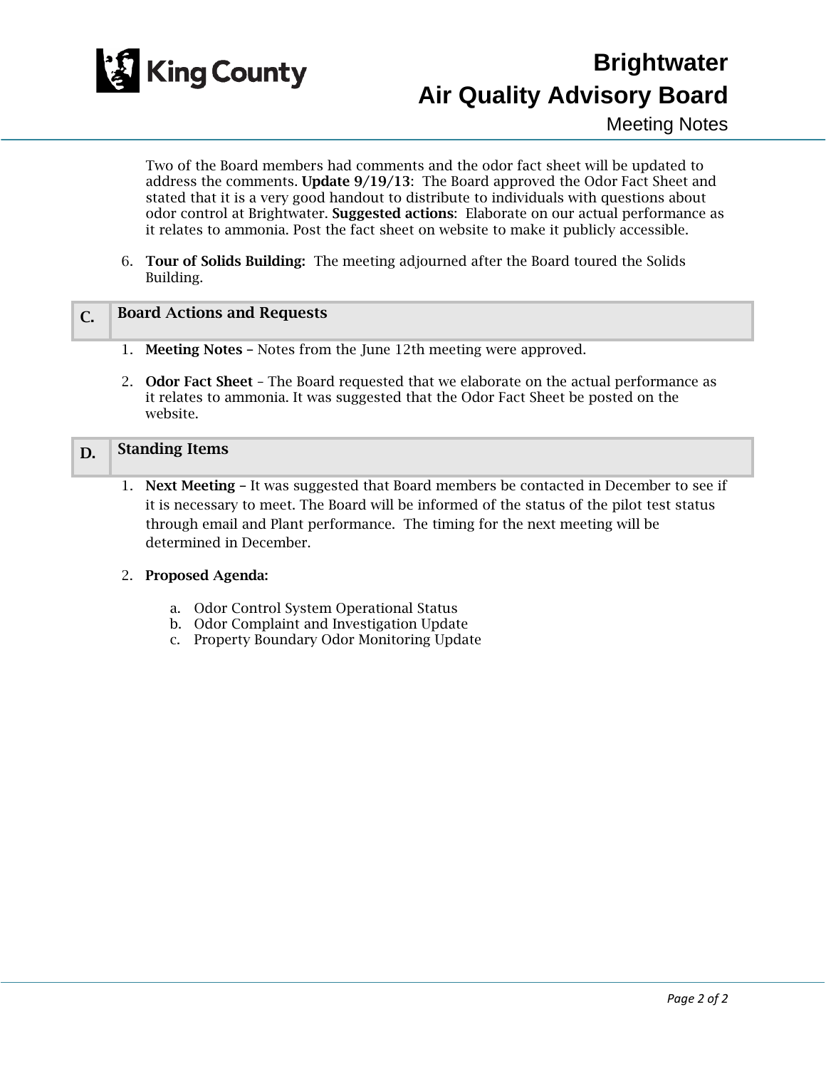Two of the Board members had comments and the odor fact sheet will be updated to address the comments. **Update 9/19/13**: The Board approved the Odor Fact Sheet and stated that it is a very good handout to distribute to individuals with questions about odor control at Brightwater. **Suggested actions**: Elaborate on our actual performance as it relates to ammonia. Post the fact sheet on website to make it publicly accessible.

6. **Tour of Solids Building:** The meeting adjourned after the Board toured the Solids Building.

## C. Board Actions and Requests

1. **Meeting Notes** – Notes from the June 12th meeting were approved.

2. **Odor Fact Sheet** – The Board requested that we elaborate on the actual performance as it relates to ammonia. It was suggested that the Odor Fact Sheet be posted on the website.

## D. Standing Items

1. **Next Meeting** – It was suggested that Board members be contacted in December to see if it is necessary to meet. The Board will be informed of the status of the pilot test status through email and Plant performance. The timing for the next meeting will be determined in December.

2. **Proposed Agenda:**

   a. Odor Control System Operational Status
   b. Odor Complaint and Investigation Update
   c. Property Boundary Odor Monitoring Update